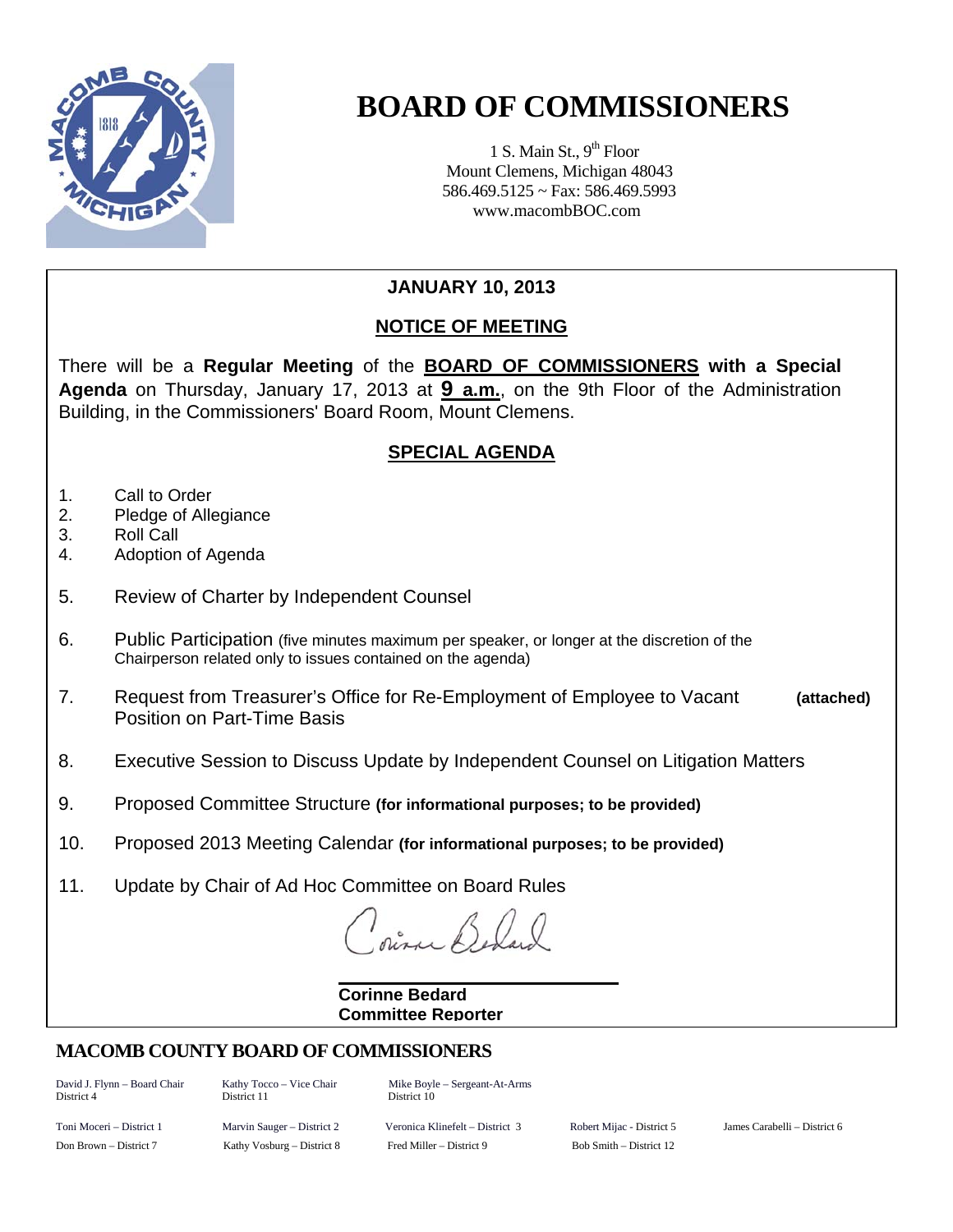# BOARD OF COMMISSIONERS

1 S. Main St., 9th Floor
Mount Clemens, Michigan 48043
586.469.5125 ~ Fax: 586.469.5993
www.macombBOC.com

**JANUARY 10, 2013**

## NOTICE OF MEETING

There will be a **Regular Meeting** of the **BOARD OF COMMISSIONERS with a Special Agenda** on Thursday, January 17, 2013 at **9 a.m.**, on the 9th Floor of the Administration Building, in the Commissioners' Board Room, Mount Clemens.

## SPECIAL AGENDA

1. Call to Order
2. Pledge of Allegiance
3. Roll Call
4. Adoption of Agenda
5. Review of Charter by Independent Counsel
6. Public Participation (five minutes maximum per speaker, or longer at the discretion of the Chairperson related only to issues contained on the agenda)
7. Request from Treasurer's Office for Re-Employment of Employee to Vacant Position on Part-Time Basis **(attached)**
8. Executive Session to Discuss Update by Independent Counsel on Litigation Matters
9. Proposed Committee Structure **(for informational purposes; to be provided)**
10. Proposed 2013 Meeting Calendar **(for informational purposes; to be provided)**
11. Update by Chair of Ad Hoc Committee on Board Rules

Corinne Bedard

**Corinne Bedard**
**Committee Reporter**

## MACOMB COUNTY BOARD OF COMMISSIONERS

David J. Flynn – Board Chair, District 4
Kathy Tocco – Vice Chair, District 11
Mike Boyle – Sergeant-At-Arms, District 10

Toni Moceri – District 1
Marvin Sauger – District 2
Veronica Klinefelt – District 3
Robert Mijac - District 5
James Carabelli – District 6
Don Brown – District 7
Kathy Vosburg – District 8
Fred Miller – District 9
Bob Smith – District 12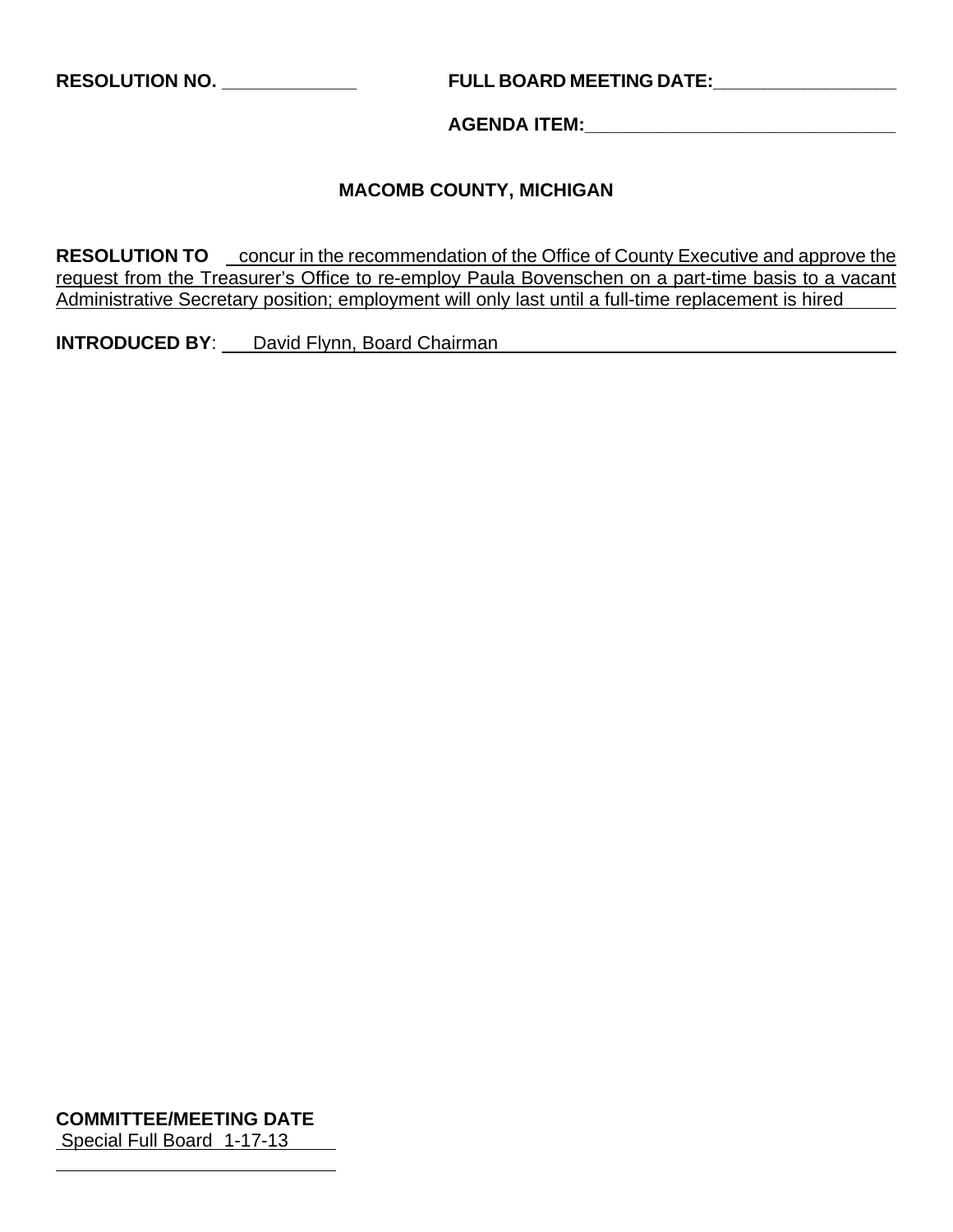**RESOLUTION NO.** \_\_\_\_\_\_\_\_\_\_\_\_\_ **FULL BOARD MEETING DATE:**\_\_\_\_\_\_\_\_\_\_\_\_\_\_\_\_\_\_

**AGENDA ITEM:**\_\_\_\_\_\_\_\_\_\_\_\_\_\_\_\_\_\_\_\_\_\_\_\_\_\_\_\_\_\_\_\_

**MACOMB COUNTY, MICHIGAN**

**RESOLUTION TO** concur in the recommendation of the Office of County Executive and approve the request from the Treasurer's Office to re-employ Paula Bovenschen on a part-time basis to a vacant Administrative Secretary position; employment will only last until a full-time replacement is hired

**INTRODUCED BY**: David Flynn, Board Chairman

**COMMITTEE/MEETING DATE**

Special Full Board 1-17-13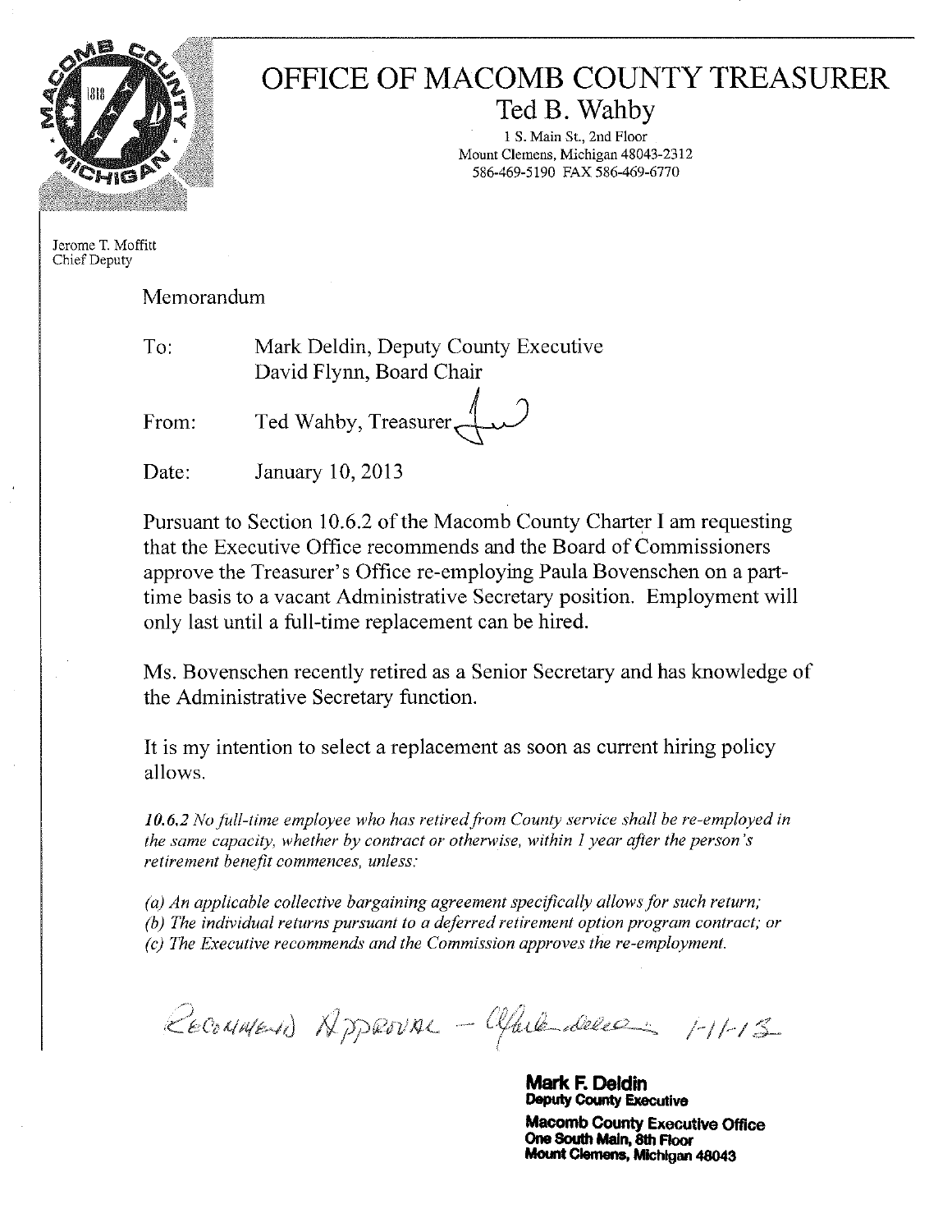# OFFICE OF MACOMB COUNTY TREASURER

Ted B. Wahby

1 S. Main St., 2nd Floor
Mount Clemens, Michigan 48043-2312
586-469-5190 FAX 586-469-6770

Jerome T. Moffitt
Chief Deputy

Memorandum

To: Mark Deldin, Deputy County Executive
David Flynn, Board Chair

From: Ted Wahby, Treasurer

Date: January 10, 2013

Pursuant to Section 10.6.2 of the Macomb County Charter I am requesting that the Executive Office recommends and the Board of Commissioners approve the Treasurer's Office re-employing Paula Bovenschen on a part-time basis to a vacant Administrative Secretary position. Employment will only last until a full-time replacement can be hired.

Ms. Bovenschen recently retired as a Senior Secretary and has knowledge of the Administrative Secretary function.

It is my intention to select a replacement as soon as current hiring policy allows.

***10.6.2*** *No full-time employee who has retired from County service shall be re-employed in the same capacity, whether by contract or otherwise, within 1 year after the person's retirement benefit commences, unless:*

*(a) An applicable collective bargaining agreement specifically allows for such return;*
*(b) The individual returns pursuant to a deferred retirement option program contract; or*
*(c) The Executive recommends and the Commission approves the re-employment.*

Recommend Approval – Mark Deldin 1-11-13

**Mark F. Deldin**
**Deputy County Executive**
**Macomb County Executive Office**
**One South Main, 8th Floor**
**Mount Clemens, Michigan 48043**